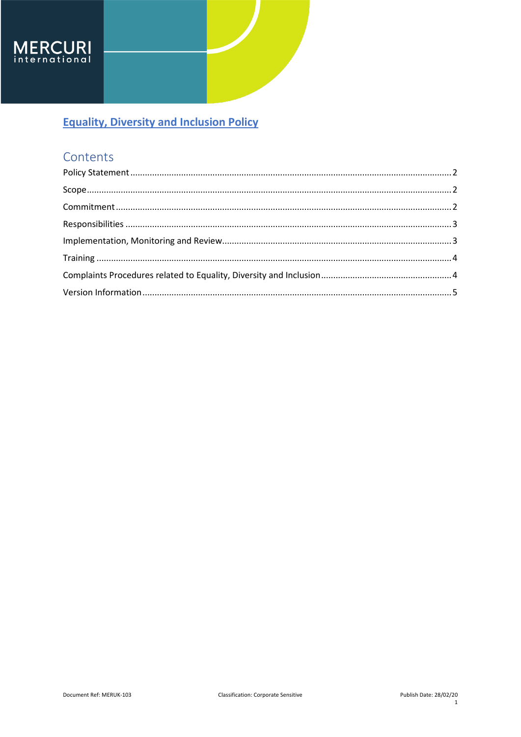# Equality, Diversity and Inclusion Policy

## Contents

Policy Statement .......... 2

Scope .......... 2

Commitment .......... 2

Responsibilities .......... 3

Implementation, Monitoring and Review .......... 3

Training .......... 4

Complaints Procedures related to Equality, Diversity and Inclusion .......... 4

Version Information .......... 5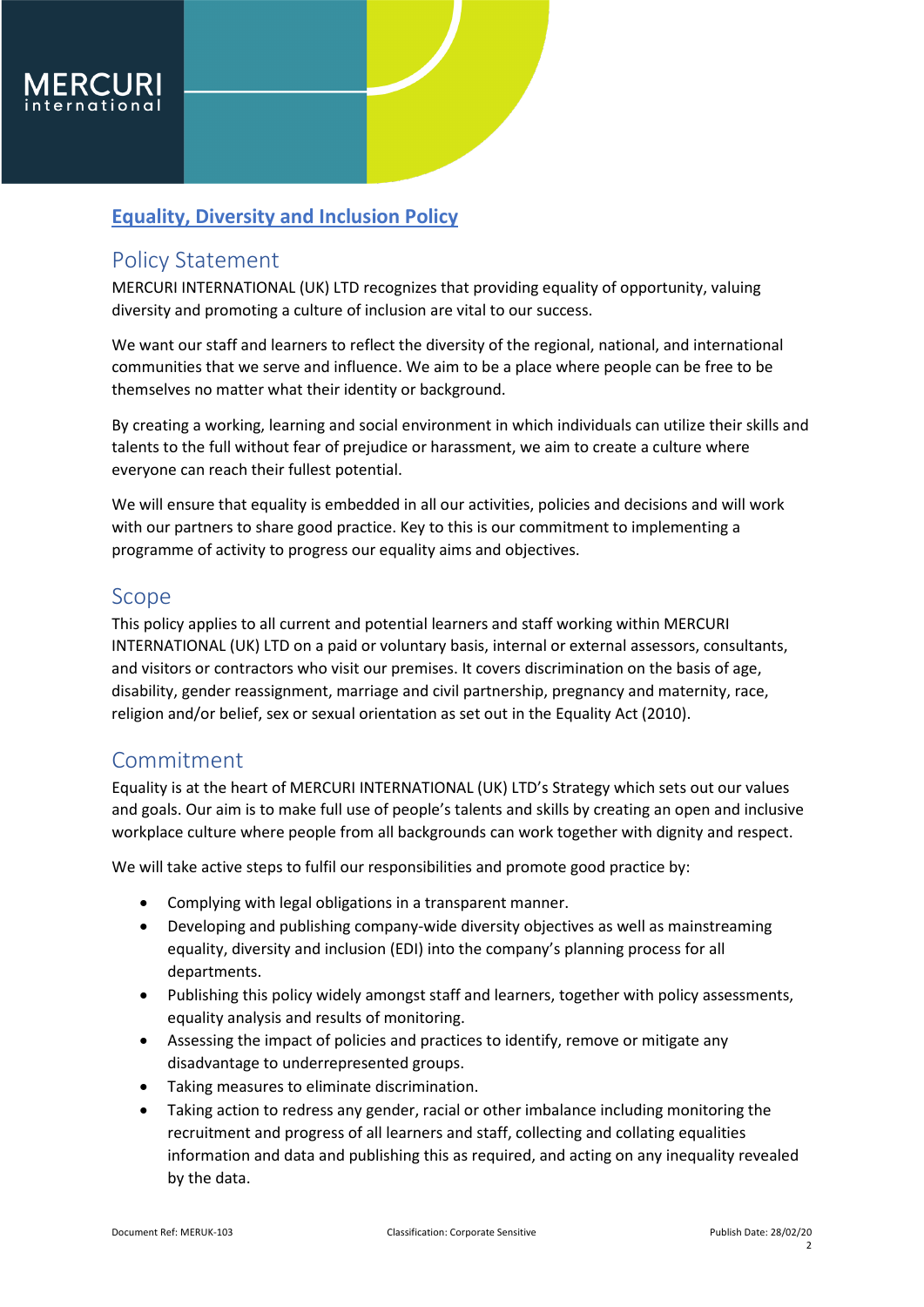# Equality, Diversity and Inclusion Policy

## Policy Statement

MERCURI INTERNATIONAL (UK) LTD recognizes that providing equality of opportunity, valuing diversity and promoting a culture of inclusion are vital to our success.

We want our staff and learners to reflect the diversity of the regional, national, and international communities that we serve and influence. We aim to be a place where people can be free to be themselves no matter what their identity or background.

By creating a working, learning and social environment in which individuals can utilize their skills and talents to the full without fear of prejudice or harassment, we aim to create a culture where everyone can reach their fullest potential.

We will ensure that equality is embedded in all our activities, policies and decisions and will work with our partners to share good practice. Key to this is our commitment to implementing a programme of activity to progress our equality aims and objectives.

## Scope

This policy applies to all current and potential learners and staff working within MERCURI INTERNATIONAL (UK) LTD on a paid or voluntary basis, internal or external assessors, consultants, and visitors or contractors who visit our premises. It covers discrimination on the basis of age, disability, gender reassignment, marriage and civil partnership, pregnancy and maternity, race, religion and/or belief, sex or sexual orientation as set out in the Equality Act (2010).

## Commitment

Equality is at the heart of MERCURI INTERNATIONAL (UK) LTD's Strategy which sets out our values and goals. Our aim is to make full use of people's talents and skills by creating an open and inclusive workplace culture where people from all backgrounds can work together with dignity and respect.

We will take active steps to fulfil our responsibilities and promote good practice by:

- Complying with legal obligations in a transparent manner.
- Developing and publishing company-wide diversity objectives as well as mainstreaming equality, diversity and inclusion (EDI) into the company's planning process for all departments.
- Publishing this policy widely amongst staff and learners, together with policy assessments, equality analysis and results of monitoring.
- Assessing the impact of policies and practices to identify, remove or mitigate any disadvantage to underrepresented groups.
- Taking measures to eliminate discrimination.
- Taking action to redress any gender, racial or other imbalance including monitoring the recruitment and progress of all learners and staff, collecting and collating equalities information and data and publishing this as required, and acting on any inequality revealed by the data.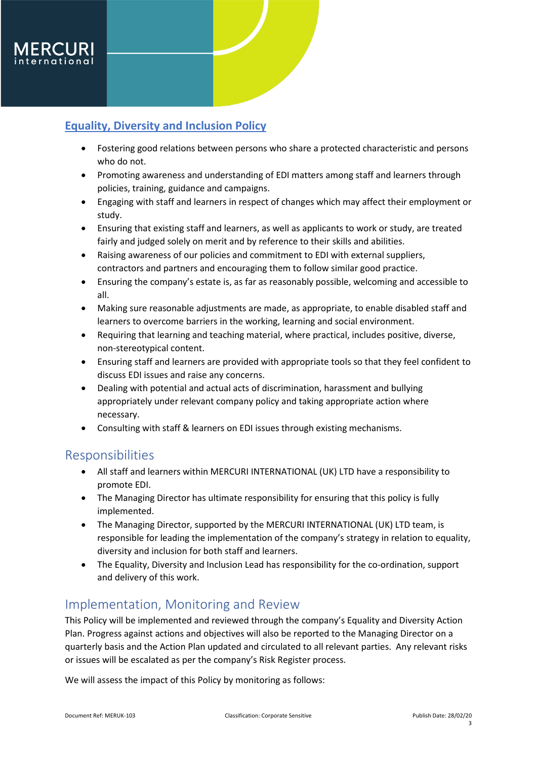## Equality, Diversity and Inclusion Policy

- Fostering good relations between persons who share a protected characteristic and persons who do not.
- Promoting awareness and understanding of EDI matters among staff and learners through policies, training, guidance and campaigns.
- Engaging with staff and learners in respect of changes which may affect their employment or study.
- Ensuring that existing staff and learners, as well as applicants to work or study, are treated fairly and judged solely on merit and by reference to their skills and abilities.
- Raising awareness of our policies and commitment to EDI with external suppliers, contractors and partners and encouraging them to follow similar good practice.
- Ensuring the company's estate is, as far as reasonably possible, welcoming and accessible to all.
- Making sure reasonable adjustments are made, as appropriate, to enable disabled staff and learners to overcome barriers in the working, learning and social environment.
- Requiring that learning and teaching material, where practical, includes positive, diverse, non-stereotypical content.
- Ensuring staff and learners are provided with appropriate tools so that they feel confident to discuss EDI issues and raise any concerns.
- Dealing with potential and actual acts of discrimination, harassment and bullying appropriately under relevant company policy and taking appropriate action where necessary.
- Consulting with staff & learners on EDI issues through existing mechanisms.

## Responsibilities

- All staff and learners within MERCURI INTERNATIONAL (UK) LTD have a responsibility to promote EDI.
- The Managing Director has ultimate responsibility for ensuring that this policy is fully implemented.
- The Managing Director, supported by the MERCURI INTERNATIONAL (UK) LTD team, is responsible for leading the implementation of the company's strategy in relation to equality, diversity and inclusion for both staff and learners.
- The Equality, Diversity and Inclusion Lead has responsibility for the co-ordination, support and delivery of this work.

## Implementation, Monitoring and Review

This Policy will be implemented and reviewed through the company's Equality and Diversity Action Plan. Progress against actions and objectives will also be reported to the Managing Director on a quarterly basis and the Action Plan updated and circulated to all relevant parties. Any relevant risks or issues will be escalated as per the company's Risk Register process.

We will assess the impact of this Policy by monitoring as follows: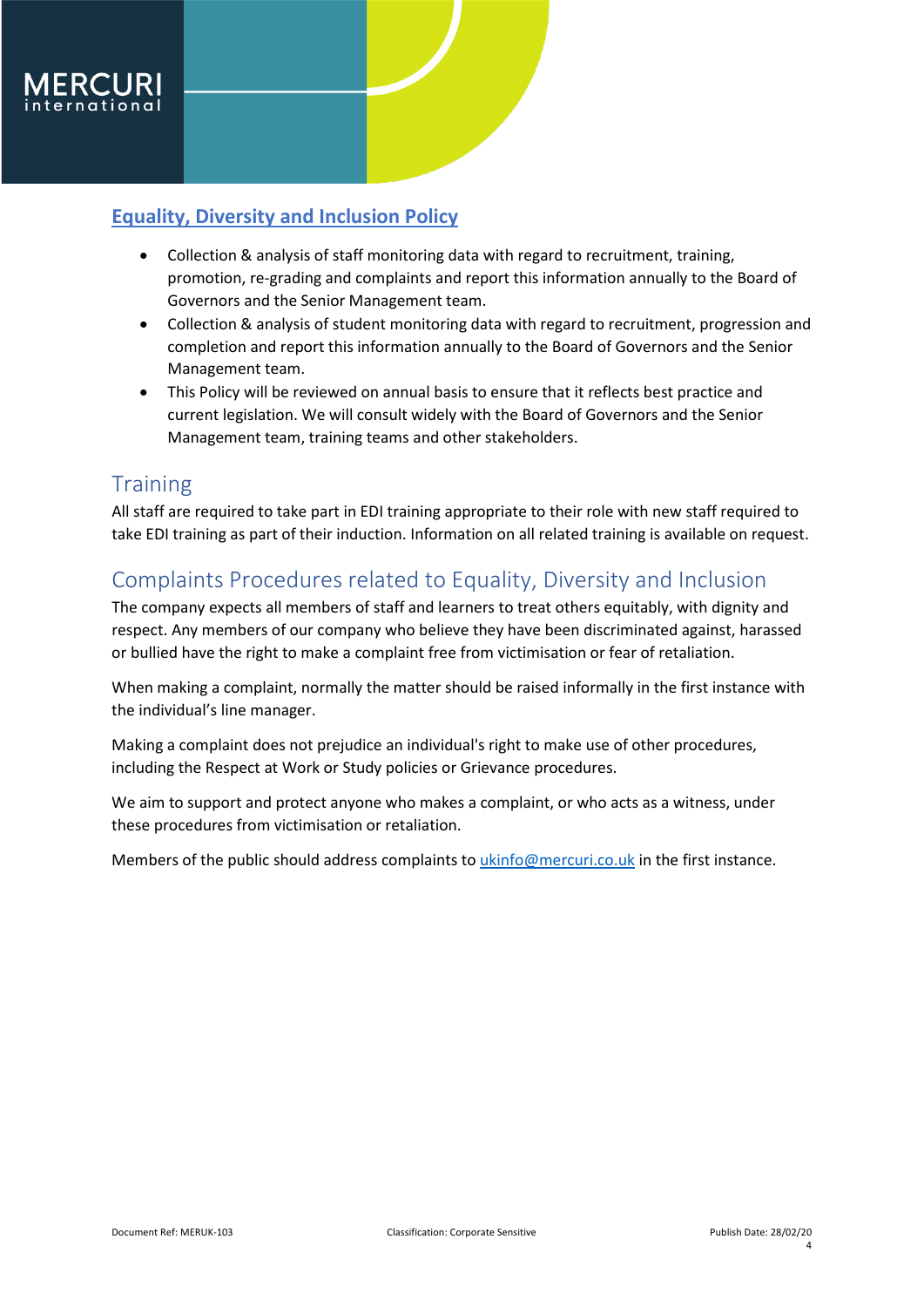## Equality, Diversity and Inclusion Policy

- Collection & analysis of staff monitoring data with regard to recruitment, training, promotion, re-grading and complaints and report this information annually to the Board of Governors and the Senior Management team.
- Collection & analysis of student monitoring data with regard to recruitment, progression and completion and report this information annually to the Board of Governors and the Senior Management team.
- This Policy will be reviewed on annual basis to ensure that it reflects best practice and current legislation. We will consult widely with the Board of Governors and the Senior Management team, training teams and other stakeholders.

## Training

All staff are required to take part in EDI training appropriate to their role with new staff required to take EDI training as part of their induction. Information on all related training is available on request.

## Complaints Procedures related to Equality, Diversity and Inclusion

The company expects all members of staff and learners to treat others equitably, with dignity and respect. Any members of our company who believe they have been discriminated against, harassed or bullied have the right to make a complaint free from victimisation or fear of retaliation.

When making a complaint, normally the matter should be raised informally in the first instance with the individual's line manager.

Making a complaint does not prejudice an individual's right to make use of other procedures, including the Respect at Work or Study policies or Grievance procedures.

We aim to support and protect anyone who makes a complaint, or who acts as a witness, under these procedures from victimisation or retaliation.

Members of the public should address complaints to ukinfo@mercuri.co.uk in the first instance.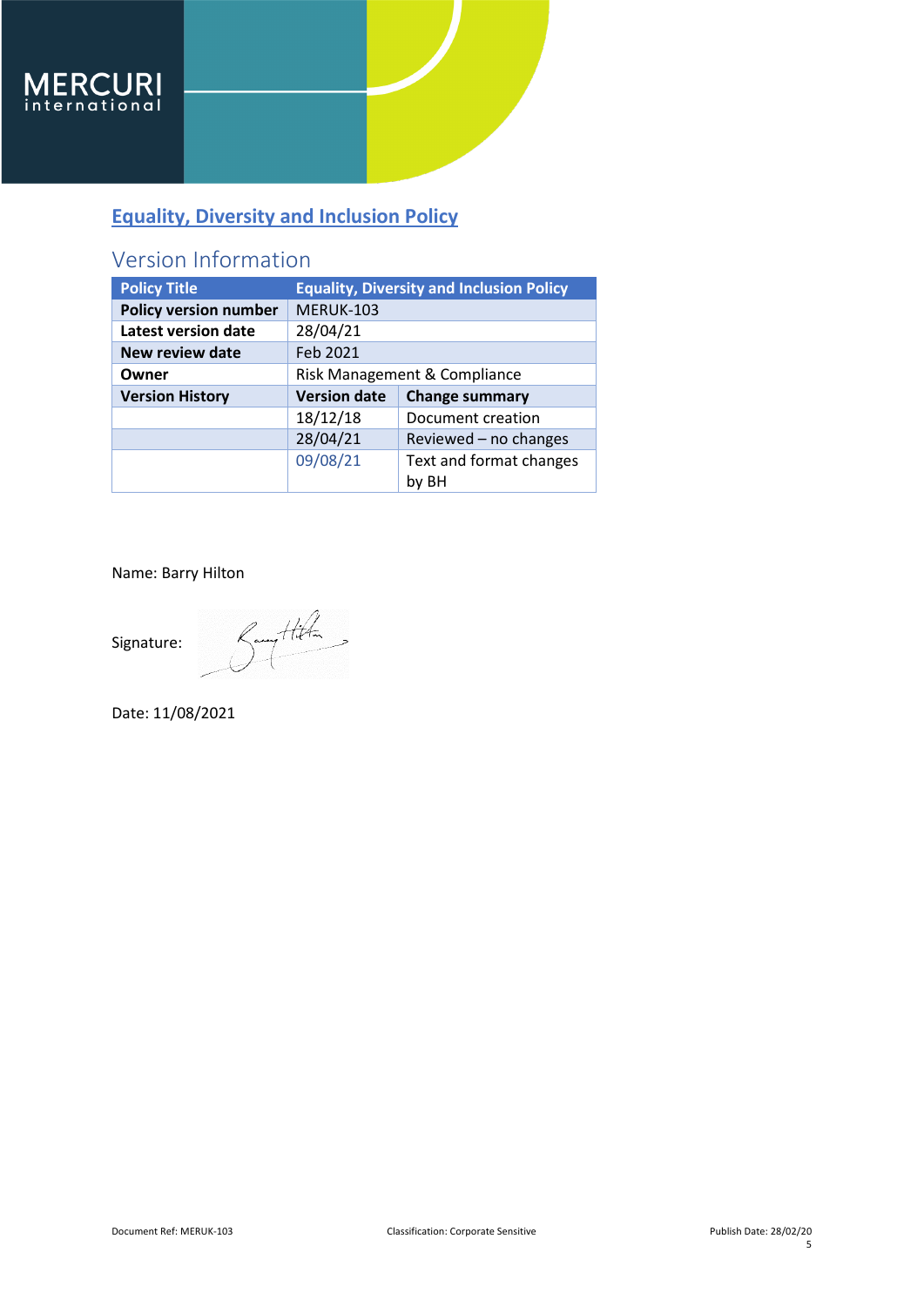## Equality, Diversity and Inclusion Policy

### Version Information

| Policy Title | Equality, Diversity and Inclusion Policy | |
|---|---|---|
| **Policy version number** | MERUK-103 | |
| **Latest version date** | 28/04/21 | |
| **New review date** | Feb 2021 | |
| **Owner** | Risk Management & Compliance | |
| **Version History** | **Version date** | **Change summary** |
| | 18/12/18 | Document creation |
| | 28/04/21 | Reviewed – no changes |
| | 09/08/21 | Text and format changes by BH |

Name: Barry Hilton

Signature:

Date: 11/08/2021